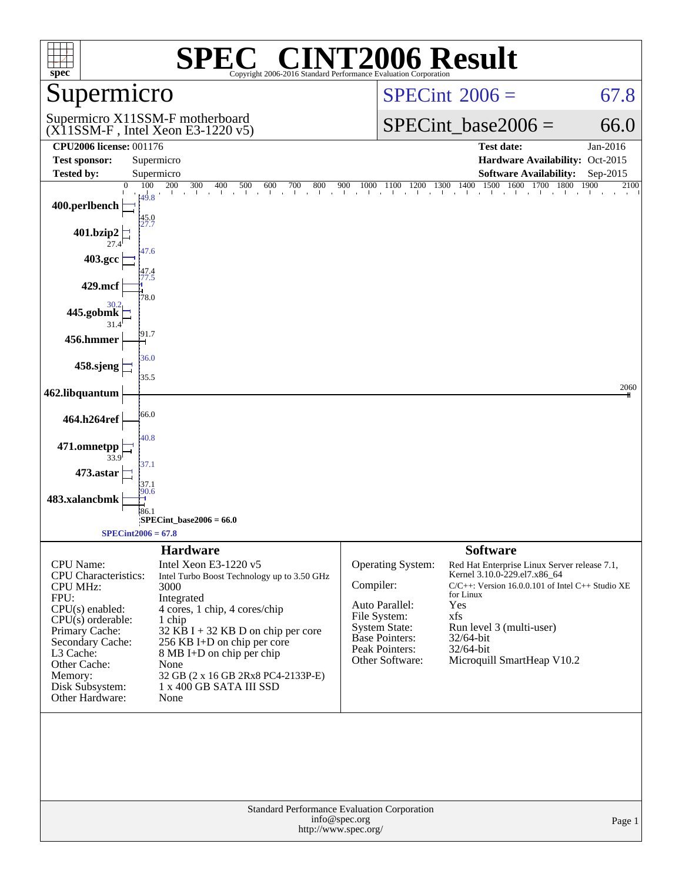# SPEC® CINT2006 Result

Copyright 2006-2016 Standard Performance Evaluation Corporation

## Supermicro

Supermicro X11SSM-F motherboard
(X11SSM-F , Intel Xeon E3-1220 v5)

SPECint 2006 = 67.8

SPECint_base2006 = 66.0

| | | | |
|---|---|---|---|
| **CPU2006 license:** 001176 | | **Test date:** | Jan-2016 |
| **Test sponsor:** | Supermicro | **Hardware Availability:** | Oct-2015 |
| **Tested by:** | Supermicro | **Software Availability:** | Sep-2015 |

| Benchmark | Peak | Base |
|---|---|---|
| 400.perlbench | 49.8 | 45.0 |
| 401.bzip2 | 27.7 | 27.4 |
| 403.gcc | 47.6 | 47.4 |
| 429.mcf | 77.5 | 78.0 |
| 445.gobmk | 30.2 | 31.4 |
| 456.hmmer | | 91.7 |
| 458.sjeng | 36.0 | 35.5 |
| 462.libquantum | | 2060 |
| 464.h264ref | | 66.0 |
| 471.omnetpp | 40.8 | 33.9 |
| 473.astar | 37.1 | 37.1 |
| 483.xalancbmk | 90.6 | 86.1 |

SPECint_base2006 = 66.0

SPECint2006 = 67.8

## Hardware

| | |
|---|---|
| CPU Name: | Intel Xeon E3-1220 v5 |
| CPU Characteristics: | Intel Turbo Boost Technology up to 3.50 GHz |
| CPU MHz: | 3000 |
| FPU: | Integrated |
| CPU(s) enabled: | 4 cores, 1 chip, 4 cores/chip |
| CPU(s) orderable: | 1 chip |
| Primary Cache: | 32 KB I + 32 KB D on chip per core |
| Secondary Cache: | 256 KB I+D on chip per core |
| L3 Cache: | 8 MB I+D on chip per chip |
| Other Cache: | None |
| Memory: | 32 GB (2 x 16 GB 2Rx8 PC4-2133P-E) |
| Disk Subsystem: | 1 x 400 GB SATA III SSD |
| Other Hardware: | None |

## Software

| | |
|---|---|
| Operating System: | Red Hat Enterprise Linux Server release 7.1, Kernel 3.10.0-229.el7.x86_64 |
| Compiler: | C/C++: Version 16.0.0.101 of Intel C++ Studio XE for Linux |
| Auto Parallel: | Yes |
| File System: | xfs |
| System State: | Run level 3 (multi-user) |
| Base Pointers: | 32/64-bit |
| Peak Pointers: | 32/64-bit |
| Other Software: | Microquill SmartHeap V10.2 |

Standard Performance Evaluation Corporation
info@spec.org
http://www.spec.org/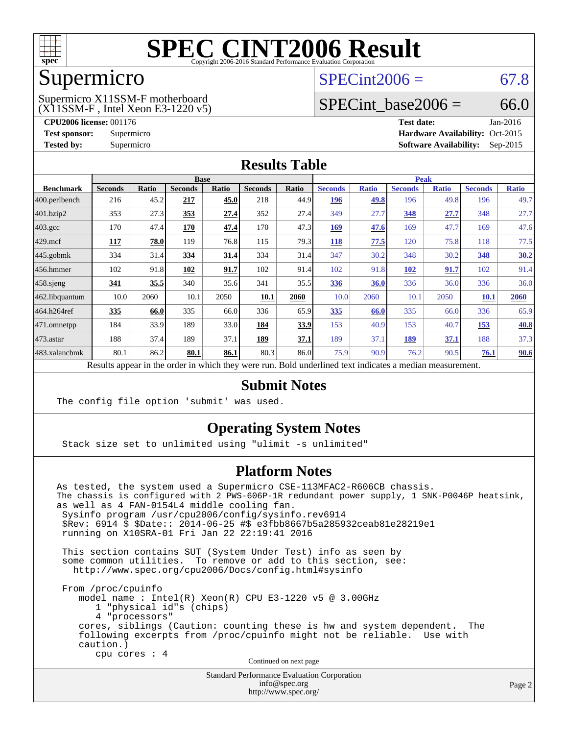# SPEC CINT2006 Result

Copyright 2006-2016 Standard Performance Evaluation Corporation

## Supermicro

Supermicro X11SSM-F motherboard
(X11SSM-F , Intel Xeon E3-1220 v5)

SPECint2006 = 67.8

SPECint_base2006 = 66.0

**CPU2006 license:** 001176
**Test sponsor:** Supermicro
**Tested by:** Supermicro

**Test date:** Jan-2016
**Hardware Availability:** Oct-2015
**Software Availability:** Sep-2015

## Results Table

| Benchmark | Base | | | | | | Peak | | | | | |
|---|---|---|---|---|---|---|---|---|---|---|---|---|
| | Seconds | Ratio | Seconds | Ratio | Seconds | Ratio | Seconds | Ratio | Seconds | Ratio | Seconds | Ratio |
| 400.perlbench | 216 | 45.2 | **217** | **45.0** | 218 | 44.9 | **196** | **49.8** | 196 | 49.8 | 196 | 49.7 |
| 401.bzip2 | 353 | 27.3 | **353** | **27.4** | 352 | 27.4 | 349 | 27.7 | **348** | **27.7** | 348 | 27.7 |
| 403.gcc | 170 | 47.4 | **170** | **47.4** | 170 | 47.3 | **169** | **47.6** | 169 | 47.7 | 169 | 47.6 |
| 429.mcf | **117** | **78.0** | 119 | 76.8 | 115 | 79.3 | **118** | **77.5** | 120 | 75.8 | 118 | 77.5 |
| 445.gobmk | 334 | 31.4 | **334** | **31.4** | 334 | 31.4 | 347 | 30.2 | 348 | 30.2 | **348** | **30.2** |
| 456.hmmer | 102 | 91.8 | **102** | **91.7** | 102 | 91.4 | 102 | 91.8 | **102** | **91.7** | 102 | 91.4 |
| 458.sjeng | **341** | **35.5** | 340 | 35.6 | 341 | 35.5 | **336** | **36.0** | 336 | 36.0 | 336 | 36.0 |
| 462.libquantum | 10.0 | 2060 | 10.1 | 2050 | **10.1** | **2060** | 10.0 | 2060 | 10.1 | 2050 | **10.1** | **2060** |
| 464.h264ref | **335** | **66.0** | 335 | 66.0 | 336 | 65.9 | **335** | **66.0** | 335 | 66.0 | 336 | 65.9 |
| 471.omnetpp | 184 | 33.9 | 189 | 33.0 | **184** | **33.9** | 153 | 40.9 | 153 | 40.7 | **153** | **40.8** |
| 473.astar | 188 | 37.4 | 189 | 37.1 | **189** | **37.1** | 189 | 37.1 | **189** | **37.1** | 188 | 37.3 |
| 483.xalancbmk | 80.1 | 86.2 | **80.1** | **86.1** | 80.3 | 86.0 | 75.9 | 90.9 | 76.2 | 90.5 | **76.1** | **90.6** |

Results appear in the order in which they were run. Bold underlined text indicates a median measurement.

## Submit Notes

```
The config file option 'submit' was used.
```

## Operating System Notes

```
Stack size set to unlimited using "ulimit -s unlimited"
```

## Platform Notes

```
As tested, the system used a Supermicro CSE-113MFAC2-R606CB chassis.
The chassis is configured with 2 PWS-606P-1R redundant power supply, 1 SNK-P0046P heatsink,
as well as 4 FAN-0154L4 middle cooling fan.
 Sysinfo program /usr/cpu2006/config/sysinfo.rev6914
 $Rev: 6914 $ $Date:: 2014-06-25 #$ e3fbb8667b5a285932ceab81e28219e1
 running on X10SRA-01 Fri Jan 22 22:19:41 2016

 This section contains SUT (System Under Test) info as seen by
 some common utilities.  To remove or add to this section, see:
   http://www.spec.org/cpu2006/Docs/config.html#sysinfo

 From /proc/cpuinfo
    model name : Intel(R) Xeon(R) CPU E3-1220 v5 @ 3.00GHz
       1 "physical id"s (chips)
       4 "processors"
    cores, siblings (Caution: counting these is hw and system dependent.  The
    following excerpts from /proc/cpuinfo might not be reliable.  Use with
    caution.)
       cpu cores : 4
```

Continued on next page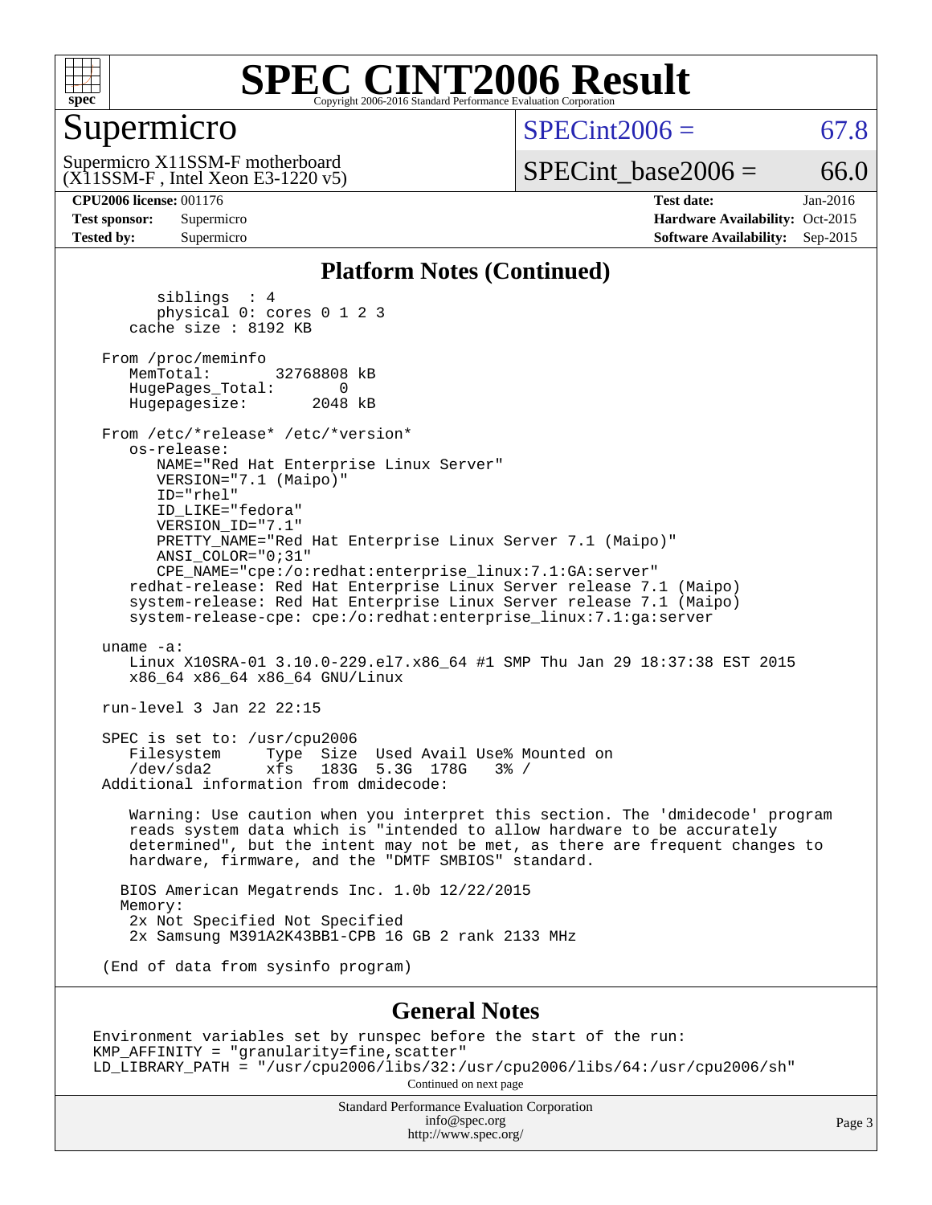# SPEC CINT2006 Result

Copyright 2006-2016 Standard Performance Evaluation Corporation

## Supermicro

Supermicro X11SSM-F motherboard
(X11SSM-F , Intel Xeon E3-1220 v5)

SPECint2006 = 67.8

SPECint_base2006 = 66.0

| | | | |
|---|---|---|---|
| **CPU2006 license:** 001176 | | **Test date:** | Jan-2016 |
| **Test sponsor:** | Supermicro | **Hardware Availability:** | Oct-2015 |
| **Tested by:** | Supermicro | **Software Availability:** | Sep-2015 |

## Platform Notes (Continued)

```
        siblings  : 4
        physical 0: cores 0 1 2 3
     cache size : 8192 KB

  From /proc/meminfo
     MemTotal:       32768808 kB
     HugePages_Total:       0
     Hugepagesize:       2048 kB

  From /etc/*release* /etc/*version*
     os-release:
        NAME="Red Hat Enterprise Linux Server"
        VERSION="7.1 (Maipo)"
        ID="rhel"
        ID_LIKE="fedora"
        VERSION_ID="7.1"
        PRETTY_NAME="Red Hat Enterprise Linux Server 7.1 (Maipo)"
        ANSI_COLOR="0;31"
        CPE_NAME="cpe:/o:redhat:enterprise_linux:7.1:GA:server"
     redhat-release: Red Hat Enterprise Linux Server release 7.1 (Maipo)
     system-release: Red Hat Enterprise Linux Server release 7.1 (Maipo)
     system-release-cpe: cpe:/o:redhat:enterprise_linux:7.1:ga:server

  uname -a:
     Linux X10SRA-01 3.10.0-229.el7.x86_64 #1 SMP Thu Jan 29 18:37:38 EST 2015
     x86_64 x86_64 x86_64 GNU/Linux

  run-level 3 Jan 22 22:15

  SPEC is set to: /usr/cpu2006
     Filesystem     Type  Size  Used Avail Use% Mounted on
     /dev/sda2      xfs   183G  5.3G  178G   3% /
  Additional information from dmidecode:

     Warning: Use caution when you interpret this section. The 'dmidecode' program
     reads system data which is "intended to allow hardware to be accurately
     determined", but the intent may not be met, as there are frequent changes to
     hardware, firmware, and the "DMTF SMBIOS" standard.

    BIOS American Megatrends Inc. 1.0b 12/22/2015
    Memory:
     2x Not Specified Not Specified
     2x Samsung M391A2K43BB1-CPB 16 GB 2 rank 2133 MHz

  (End of data from sysinfo program)
```

## General Notes

```
Environment variables set by runspec before the start of the run:
KMP_AFFINITY = "granularity=fine,scatter"
LD_LIBRARY_PATH = "/usr/cpu2006/libs/32:/usr/cpu2006/libs/64:/usr/cpu2006/sh"
```

Continued on next page

Standard Performance Evaluation Corporation
info@spec.org
http://www.spec.org/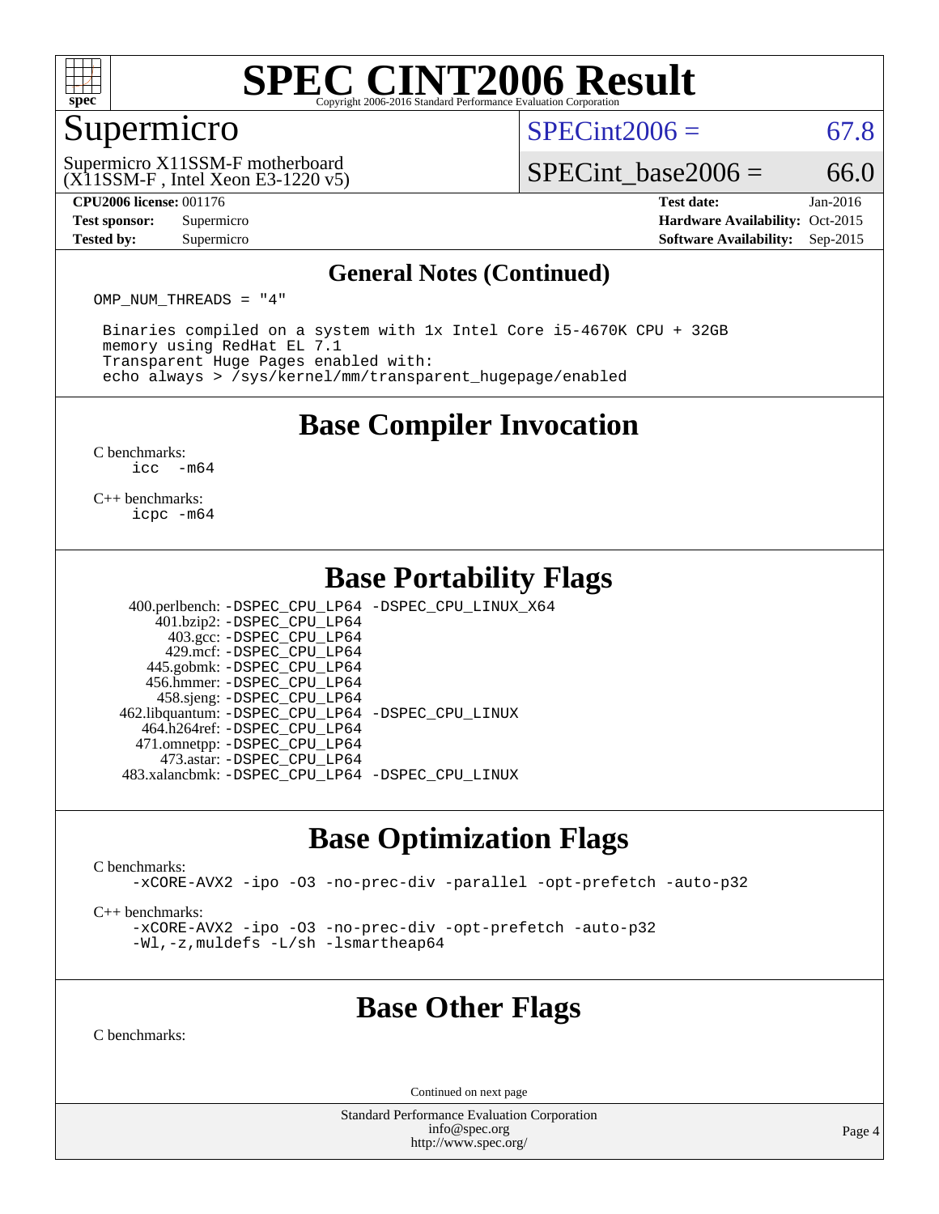# SPEC CINT2006 Result

Copyright 2006-2016 Standard Performance Evaluation Corporation

## Supermicro

Supermicro X11SSM-F motherboard
(X11SSM-F , Intel Xeon E3-1220 v5)

SPECint2006 = 67.8

SPECint_base2006 = 66.0

**CPU2006 license:** 001176
**Test sponsor:** Supermicro
**Tested by:** Supermicro

**Test date:** Jan-2016
**Hardware Availability:** Oct-2015
**Software Availability:** Sep-2015

## General Notes (Continued)

```
OMP_NUM_THREADS = "4"

 Binaries compiled on a system with 1x Intel Core i5-4670K CPU + 32GB
 memory using RedHat EL 7.1
 Transparent Huge Pages enabled with:
 echo always > /sys/kernel/mm/transparent_hugepage/enabled
```

## Base Compiler Invocation

C benchmarks:
```
icc -m64
```

C++ benchmarks:
```
icpc -m64
```

## Base Portability Flags

```
  400.perlbench: -DSPEC_CPU_LP64 -DSPEC_CPU_LINUX_X64
      401.bzip2: -DSPEC_CPU_LP64
        403.gcc: -DSPEC_CPU_LP64
        429.mcf: -DSPEC_CPU_LP64
      445.gobmk: -DSPEC_CPU_LP64
      456.hmmer: -DSPEC_CPU_LP64
      458.sjeng: -DSPEC_CPU_LP64
 462.libquantum: -DSPEC_CPU_LP64 -DSPEC_CPU_LINUX
    464.h264ref: -DSPEC_CPU_LP64
    471.omnetpp: -DSPEC_CPU_LP64
      473.astar: -DSPEC_CPU_LP64
 483.xalancbmk: -DSPEC_CPU_LP64 -DSPEC_CPU_LINUX
```

## Base Optimization Flags

C benchmarks:
```
-xCORE-AVX2 -ipo -O3 -no-prec-div -parallel -opt-prefetch -auto-p32
```

C++ benchmarks:
```
-xCORE-AVX2 -ipo -O3 -no-prec-div -opt-prefetch -auto-p32
-Wl,-z,muldefs -L/sh -lsmartheap64
```

## Base Other Flags

C benchmarks:

Continued on next page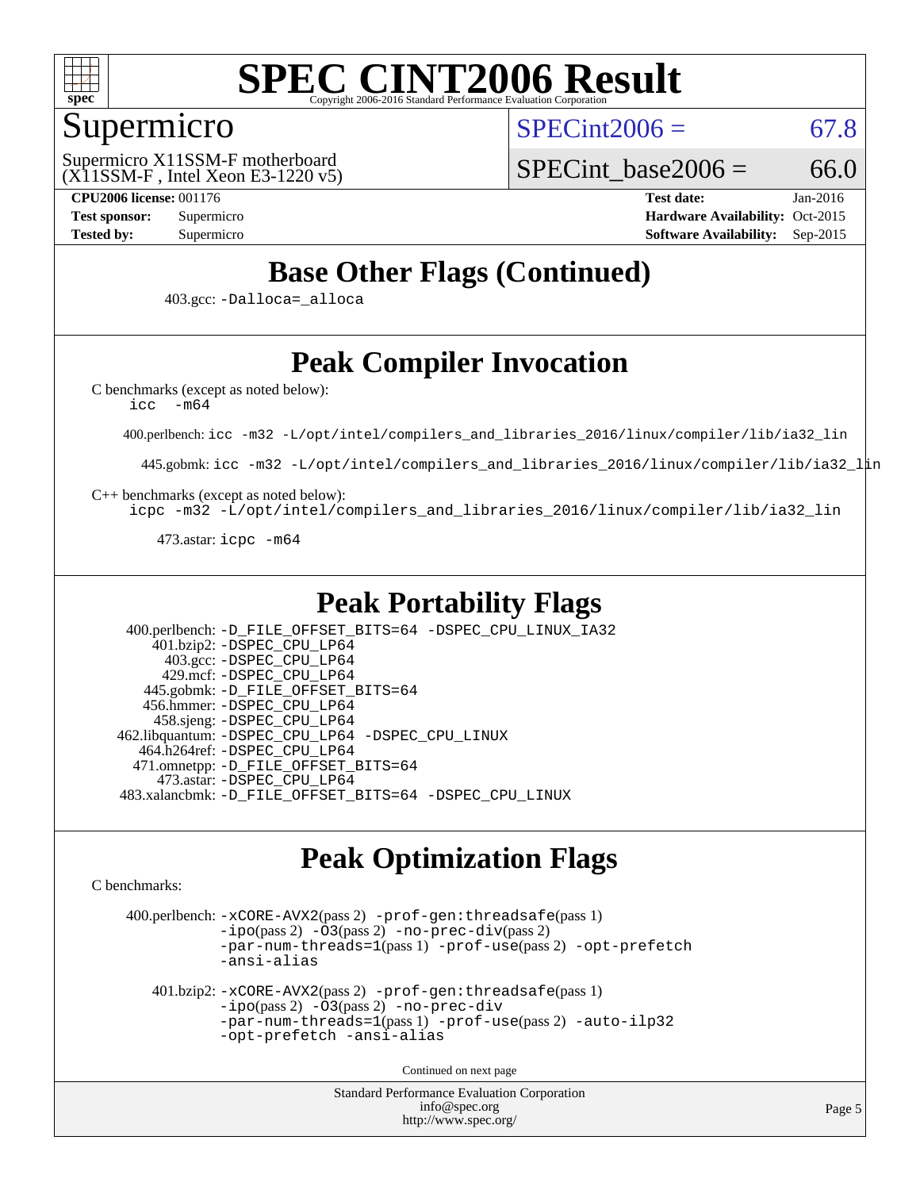# SPEC CINT2006 Result

Copyright 2006-2016 Standard Performance Evaluation Corporation

## Supermicro

Supermicro X11SSM-F motherboard
(X11SSM-F , Intel Xeon E3-1220 v5)

SPECint2006 = 67.8

SPECint_base2006 = 66.0

**CPU2006 license:** 001176
**Test sponsor:** Supermicro
**Tested by:** Supermicro

**Test date:** Jan-2016
**Hardware Availability:** Oct-2015
**Software Availability:** Sep-2015

## Base Other Flags (Continued)

403.gcc: -Dalloca=_alloca

## Peak Compiler Invocation

C benchmarks (except as noted below):
icc -m64

400.perlbench: icc -m32 -L/opt/intel/compilers_and_libraries_2016/linux/compiler/lib/ia32_lin

445.gobmk: icc -m32 -L/opt/intel/compilers_and_libraries_2016/linux/compiler/lib/ia32_lin

C++ benchmarks (except as noted below):
icpc -m32 -L/opt/intel/compilers_and_libraries_2016/linux/compiler/lib/ia32_lin

473.astar: icpc -m64

## Peak Portability Flags

400.perlbench: -D_FILE_OFFSET_BITS=64 -DSPEC_CPU_LINUX_IA32
401.bzip2: -DSPEC_CPU_LP64
403.gcc: -DSPEC_CPU_LP64
429.mcf: -DSPEC_CPU_LP64
445.gobmk: -D_FILE_OFFSET_BITS=64
456.hmmer: -DSPEC_CPU_LP64
458.sjeng: -DSPEC_CPU_LP64
462.libquantum: -DSPEC_CPU_LP64 -DSPEC_CPU_LINUX
464.h264ref: -DSPEC_CPU_LP64
471.omnetpp: -D_FILE_OFFSET_BITS=64
473.astar: -DSPEC_CPU_LP64
483.xalancbmk: -D_FILE_OFFSET_BITS=64 -DSPEC_CPU_LINUX

## Peak Optimization Flags

C benchmarks:

400.perlbench: -xCORE-AVX2(pass 2) -prof-gen:threadsafe(pass 1) -ipo(pass 2) -O3(pass 2) -no-prec-div(pass 2) -par-num-threads=1(pass 1) -prof-use(pass 2) -opt-prefetch -ansi-alias

401.bzip2: -xCORE-AVX2(pass 2) -prof-gen:threadsafe(pass 1) -ipo(pass 2) -O3(pass 2) -no-prec-div -par-num-threads=1(pass 1) -prof-use(pass 2) -auto-ilp32 -opt-prefetch -ansi-alias

Continued on next page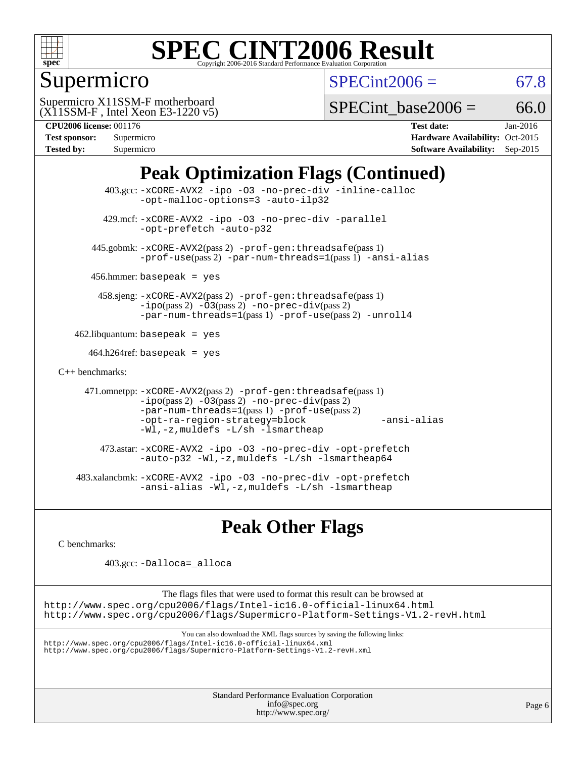# SPEC CINT2006 Result

Copyright 2006-2016 Standard Performance Evaluation Corporation

## Supermicro

Supermicro X11SSM-F motherboard
(X11SSM-F , Intel Xeon E3-1220 v5)

SPECint2006 = 67.8

SPECint_base2006 = 66.0

| CPU2006 license: 001176 | | Test date: | Jan-2016 |
|---|---|---|---|
| Test sponsor: | Supermicro | Hardware Availability: | Oct-2015 |
| Tested by: | Supermicro | Software Availability: | Sep-2015 |

## Peak Optimization Flags (Continued)

403.gcc: -xCORE-AVX2 -ipo -O3 -no-prec-div -inline-calloc -opt-malloc-options=3 -auto-ilp32

429.mcf: -xCORE-AVX2 -ipo -O3 -no-prec-div -parallel -opt-prefetch -auto-p32

445.gobmk: -xCORE-AVX2(pass 2) -prof-gen:threadsafe(pass 1) -prof-use(pass 2) -par-num-threads=1(pass 1) -ansi-alias

456.hmmer: basepeak = yes

458.sjeng: -xCORE-AVX2(pass 2) -prof-gen:threadsafe(pass 1) -ipo(pass 2) -O3(pass 2) -no-prec-div(pass 2) -par-num-threads=1(pass 1) -prof-use(pass 2) -unroll4

462.libquantum: basepeak = yes

464.h264ref: basepeak = yes

C++ benchmarks:

471.omnetpp: -xCORE-AVX2(pass 2) -prof-gen:threadsafe(pass 1) -ipo(pass 2) -O3(pass 2) -no-prec-div(pass 2) -par-num-threads=1(pass 1) -prof-use(pass 2) -opt-ra-region-strategy=block -ansi-alias -Wl,-z,muldefs -L/sh -lsmartheap

473.astar: -xCORE-AVX2 -ipo -O3 -no-prec-div -opt-prefetch -auto-p32 -Wl,-z,muldefs -L/sh -lsmartheap64

483.xalancbmk: -xCORE-AVX2 -ipo -O3 -no-prec-div -opt-prefetch -ansi-alias -Wl,-z,muldefs -L/sh -lsmartheap

## Peak Other Flags

C benchmarks:

403.gcc: -Dalloca=_alloca

The flags files that were used to format this result can be browsed at
http://www.spec.org/cpu2006/flags/Intel-ic16.0-official-linux64.html
http://www.spec.org/cpu2006/flags/Supermicro-Platform-Settings-V1.2-revH.html

You can also download the XML flags sources by saving the following links:
http://www.spec.org/cpu2006/flags/Intel-ic16.0-official-linux64.xml
http://www.spec.org/cpu2006/flags/Supermicro-Platform-Settings-V1.2-revH.xml

Standard Performance Evaluation Corporation
info@spec.org
http://www.spec.org/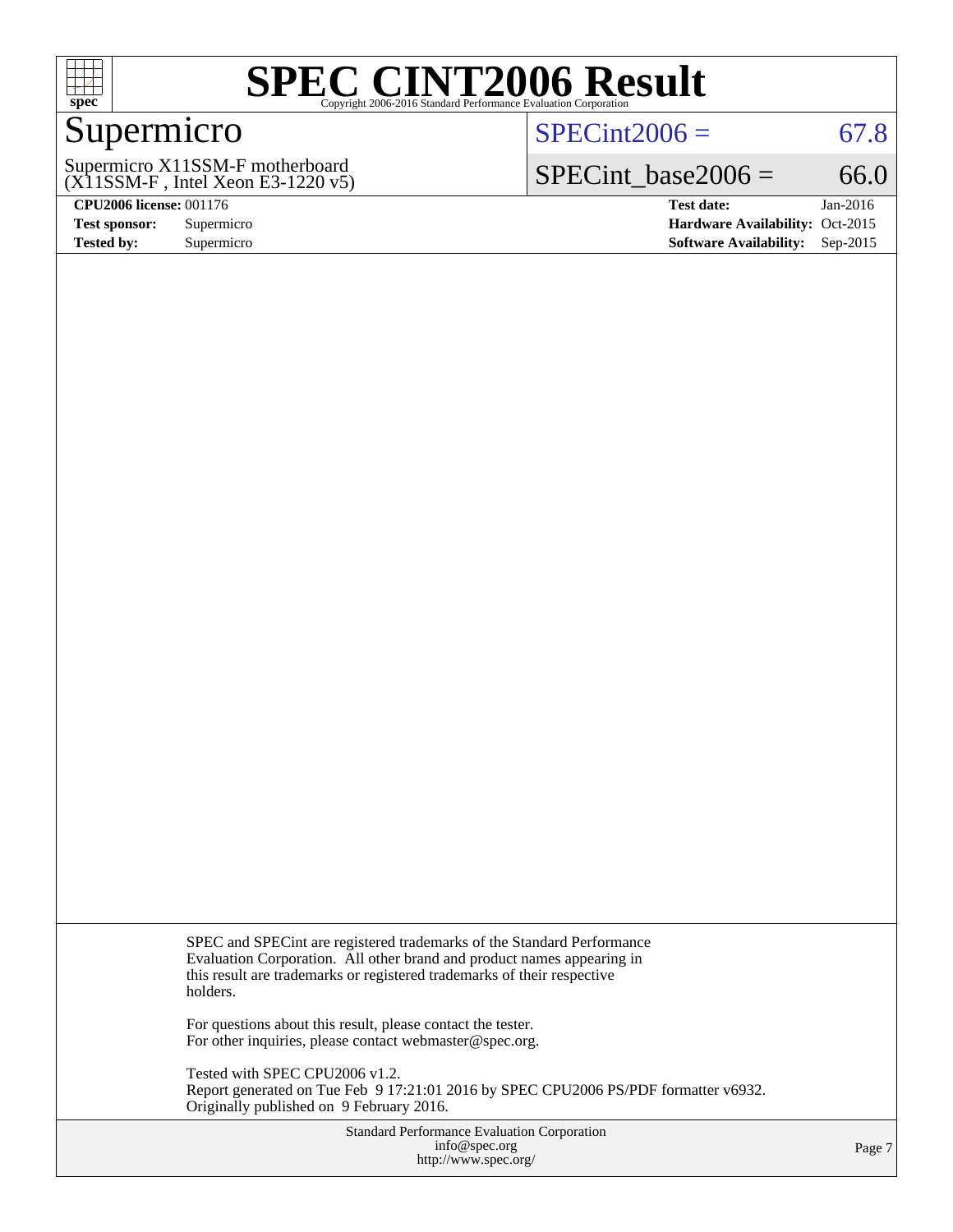SPEC and SPECint are registered trademarks of the Standard Performance Evaluation Corporation. All other brand and product names appearing in this result are trademarks or registered trademarks of their respective holders.

For questions about this result, please contact the tester.
For other inquiries, please contact webmaster@spec.org.

Tested with SPEC CPU2006 v1.2.
Report generated on Tue Feb 9 17:21:01 2016 by SPEC CPU2006 PS/PDF formatter v6932.
Originally published on 9 February 2016.